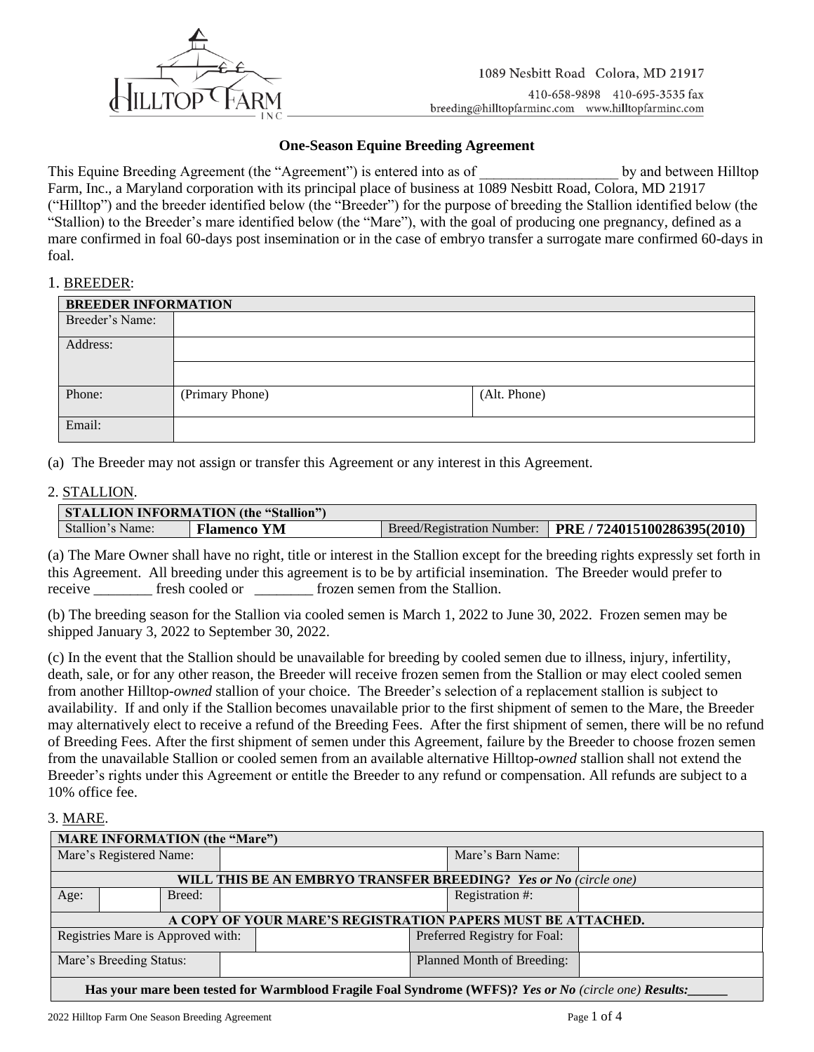Hilltop Farm INC

1089 Nesbitt Road Colora, MD 21917
410-658-9898 410-695-3535 fax
breeding@hilltopfarminc.com www.hilltopfarminc.com

## One-Season Equine Breeding Agreement

This Equine Breeding Agreement (the "Agreement") is entered into as of ___________________ by and between Hilltop Farm, Inc., a Maryland corporation with its principal place of business at 1089 Nesbitt Road, Colora, MD 21917 ("Hilltop") and the breeder identified below (the "Breeder") for the purpose of breeding the Stallion identified below (the "Stallion) to the Breeder's mare identified below (the "Mare"), with the goal of producing one pregnancy, defined as a mare confirmed in foal 60-days post insemination or in the case of embryo transfer a surrogate mare confirmed 60-days in foal.

1. BREEDER:

| BREEDER INFORMATION | | |
|---|---|---|
| Breeder's Name: | | |
| Address: | | |
| | | |
| Phone: | (Primary Phone) | (Alt. Phone) |
| Email: | | |

(a) The Breeder may not assign or transfer this Agreement or any interest in this Agreement.

2. STALLION.

| STALLION INFORMATION (the "Stallion") | | | |
|---|---|---|---|
| Stallion's Name: | **Flamenco YM** | Breed/Registration Number: | **PRE / 724015100286395(2010)** |

(a) The Mare Owner shall have no right, title or interest in the Stallion except for the breeding rights expressly set forth in this Agreement. All breeding under this agreement is to be by artificial insemination. The Breeder would prefer to receive ________ fresh cooled or ________ frozen semen from the Stallion.

(b) The breeding season for the Stallion via cooled semen is March 1, 2022 to June 30, 2022. Frozen semen may be shipped January 3, 2022 to September 30, 2022.

(c) In the event that the Stallion should be unavailable for breeding by cooled semen due to illness, injury, infertility, death, sale, or for any other reason, the Breeder will receive frozen semen from the Stallion or may elect cooled semen from another Hilltop-*owned* stallion of your choice. The Breeder's selection of a replacement stallion is subject to availability. If and only if the Stallion becomes unavailable prior to the first shipment of semen to the Mare, the Breeder may alternatively elect to receive a refund of the Breeding Fees. After the first shipment of semen, there will be no refund of Breeding Fees. After the first shipment of semen under this Agreement, failure by the Breeder to choose frozen semen from the unavailable Stallion or cooled semen from an available alternative Hilltop-*owned* stallion shall not extend the Breeder's rights under this Agreement or entitle the Breeder to any refund or compensation. All refunds are subject to a 10% office fee.

3. MARE.

| MARE INFORMATION (the "Mare") | | | |
|---|---|---|---|
| Mare's Registered Name: | | Mare's Barn Name: | |
| **WILL THIS BE AN EMBRYO TRANSFER BREEDING?** ***Yes or No*** *(circle one)* | | | |
| Age: ______ Breed: | | Registration #: | |
| **A COPY OF YOUR MARE'S REGISTRATION PAPERS MUST BE ATTACHED.** | | | |
| Registries Mare is Approved with: | | Preferred Registry for Foal: | |
| Mare's Breeding Status: | | Planned Month of Breeding: | |
| **Has your mare been tested for Warmblood Fragile Foal Syndrome (WFFS)?** ***Yes or No*** *(circle one)* ***Results:______*** | | | |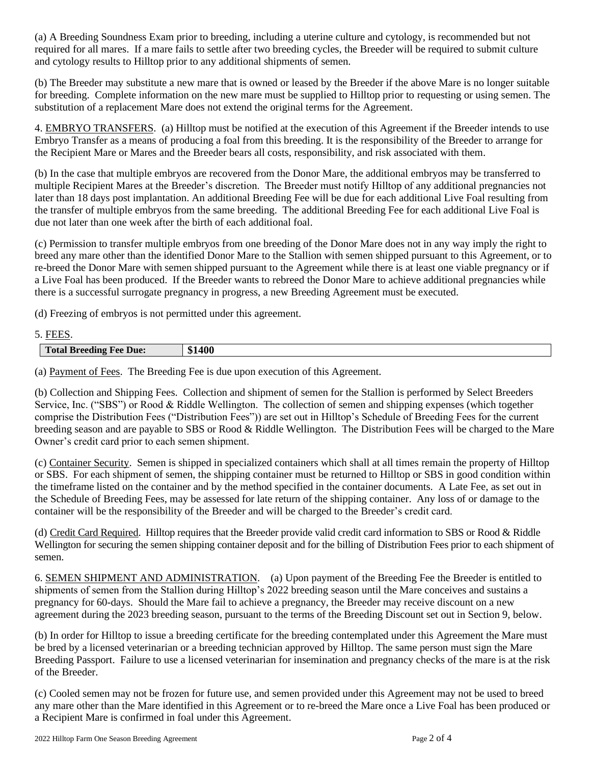(a) A Breeding Soundness Exam prior to breeding, including a uterine culture and cytology, is recommended but not required for all mares. If a mare fails to settle after two breeding cycles, the Breeder will be required to submit culture and cytology results to Hilltop prior to any additional shipments of semen.

(b) The Breeder may substitute a new mare that is owned or leased by the Breeder if the above Mare is no longer suitable for breeding. Complete information on the new mare must be supplied to Hilltop prior to requesting or using semen. The substitution of a replacement Mare does not extend the original terms for the Agreement.

4. EMBRYO TRANSFERS. (a) Hilltop must be notified at the execution of this Agreement if the Breeder intends to use Embryo Transfer as a means of producing a foal from this breeding. It is the responsibility of the Breeder to arrange for the Recipient Mare or Mares and the Breeder bears all costs, responsibility, and risk associated with them.

(b) In the case that multiple embryos are recovered from the Donor Mare, the additional embryos may be transferred to multiple Recipient Mares at the Breeder's discretion. The Breeder must notify Hilltop of any additional pregnancies not later than 18 days post implantation. An additional Breeding Fee will be due for each additional Live Foal resulting from the transfer of multiple embryos from the same breeding. The additional Breeding Fee for each additional Live Foal is due not later than one week after the birth of each additional foal.

(c) Permission to transfer multiple embryos from one breeding of the Donor Mare does not in any way imply the right to breed any mare other than the identified Donor Mare to the Stallion with semen shipped pursuant to this Agreement, or to re-breed the Donor Mare with semen shipped pursuant to the Agreement while there is at least one viable pregnancy or if a Live Foal has been produced. If the Breeder wants to rebreed the Donor Mare to achieve additional pregnancies while there is a successful surrogate pregnancy in progress, a new Breeding Agreement must be executed.

(d) Freezing of embryos is not permitted under this agreement.

5. FEES.

| **Total Breeding Fee Due:** | **$1400** |
|---|---|

(a) Payment of Fees. The Breeding Fee is due upon execution of this Agreement.

(b) Collection and Shipping Fees. Collection and shipment of semen for the Stallion is performed by Select Breeders Service, Inc. ("SBS") or Rood & Riddle Wellington. The collection of semen and shipping expenses (which together comprise the Distribution Fees ("Distribution Fees")) are set out in Hilltop's Schedule of Breeding Fees for the current breeding season and are payable to SBS or Rood & Riddle Wellington. The Distribution Fees will be charged to the Mare Owner's credit card prior to each semen shipment.

(c) Container Security. Semen is shipped in specialized containers which shall at all times remain the property of Hilltop or SBS. For each shipment of semen, the shipping container must be returned to Hilltop or SBS in good condition within the timeframe listed on the container and by the method specified in the container documents. A Late Fee, as set out in the Schedule of Breeding Fees, may be assessed for late return of the shipping container. Any loss of or damage to the container will be the responsibility of the Breeder and will be charged to the Breeder's credit card.

(d) Credit Card Required. Hilltop requires that the Breeder provide valid credit card information to SBS or Rood & Riddle Wellington for securing the semen shipping container deposit and for the billing of Distribution Fees prior to each shipment of semen.

6. SEMEN SHIPMENT AND ADMINISTRATION. (a) Upon payment of the Breeding Fee the Breeder is entitled to shipments of semen from the Stallion during Hilltop's 2022 breeding season until the Mare conceives and sustains a pregnancy for 60-days. Should the Mare fail to achieve a pregnancy, the Breeder may receive discount on a new agreement during the 2023 breeding season, pursuant to the terms of the Breeding Discount set out in Section 9, below.

(b) In order for Hilltop to issue a breeding certificate for the breeding contemplated under this Agreement the Mare must be bred by a licensed veterinarian or a breeding technician approved by Hilltop. The same person must sign the Mare Breeding Passport. Failure to use a licensed veterinarian for insemination and pregnancy checks of the mare is at the risk of the Breeder.

(c) Cooled semen may not be frozen for future use, and semen provided under this Agreement may not be used to breed any mare other than the Mare identified in this Agreement or to re-breed the Mare once a Live Foal has been produced or a Recipient Mare is confirmed in foal under this Agreement.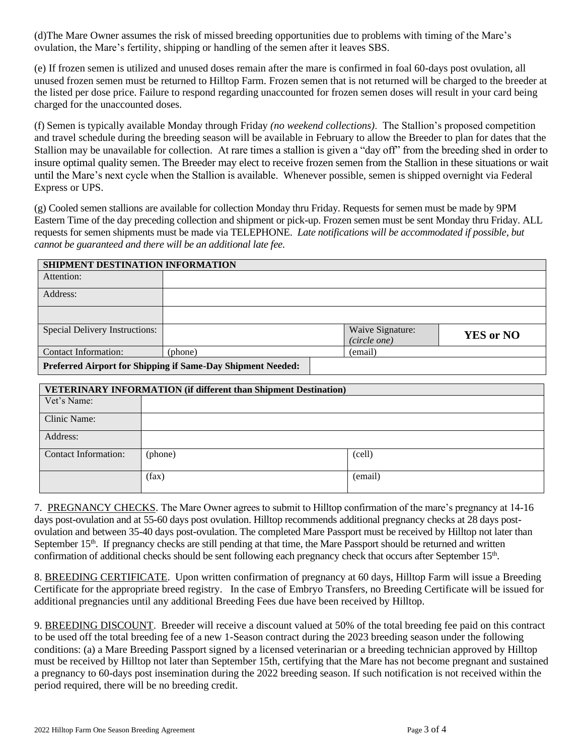(d)The Mare Owner assumes the risk of missed breeding opportunities due to problems with timing of the Mare's ovulation, the Mare's fertility, shipping or handling of the semen after it leaves SBS.

(e) If frozen semen is utilized and unused doses remain after the mare is confirmed in foal 60-days post ovulation, all unused frozen semen must be returned to Hilltop Farm. Frozen semen that is not returned will be charged to the breeder at the listed per dose price. Failure to respond regarding unaccounted for frozen semen doses will result in your card being charged for the unaccounted doses.

(f) Semen is typically available Monday through Friday *(no weekend collections)*. The Stallion's proposed competition and travel schedule during the breeding season will be available in February to allow the Breeder to plan for dates that the Stallion may be unavailable for collection. At rare times a stallion is given a "day off" from the breeding shed in order to insure optimal quality semen. The Breeder may elect to receive frozen semen from the Stallion in these situations or wait until the Mare's next cycle when the Stallion is available. Whenever possible, semen is shipped overnight via Federal Express or UPS.

(g) Cooled semen stallions are available for collection Monday thru Friday. Requests for semen must be made by 9PM Eastern Time of the day preceding collection and shipment or pick-up. Frozen semen must be sent Monday thru Friday. ALL requests for semen shipments must be made via TELEPHONE. *Late notifications will be accommodated if possible, but cannot be guaranteed and there will be an additional late fee.*

| **SHIPMENT DESTINATION INFORMATION** | | | |
|---|---|---|---|
| Attention: | | | |
| Address: | | | |
| | | | |
| Special Delivery Instructions: | | Waive Signature: *(circle one)* | **YES or NO** |
| Contact Information: | (phone) | (email) | |
| **Preferred Airport for Shipping if Same-Day Shipment Needed:** | | | |

| **VETERINARY INFORMATION (if different than Shipment Destination)** | | |
|---|---|---|
| Vet's Name: | | |
| Clinic Name: | | |
| Address: | | |
| Contact Information: | (phone) | (cell) |
| | (fax) | (email) |

7. PREGNANCY CHECKS. The Mare Owner agrees to submit to Hilltop confirmation of the mare's pregnancy at 14-16 days post-ovulation and at 55-60 days post ovulation. Hilltop recommends additional pregnancy checks at 28 days post-ovulation and between 35-40 days post-ovulation. The completed Mare Passport must be received by Hilltop not later than September 15th. If pregnancy checks are still pending at that time, the Mare Passport should be returned and written confirmation of additional checks should be sent following each pregnancy check that occurs after September 15th.

8. BREEDING CERTIFICATE. Upon written confirmation of pregnancy at 60 days, Hilltop Farm will issue a Breeding Certificate for the appropriate breed registry. In the case of Embryo Transfers, no Breeding Certificate will be issued for additional pregnancies until any additional Breeding Fees due have been received by Hilltop.

9. BREEDING DISCOUNT. Breeder will receive a discount valued at 50% of the total breeding fee paid on this contract to be used off the total breeding fee of a new 1-Season contract during the 2023 breeding season under the following conditions: (a) a Mare Breeding Passport signed by a licensed veterinarian or a breeding technician approved by Hilltop must be received by Hilltop not later than September 15th, certifying that the Mare has not become pregnant and sustained a pregnancy to 60-days post insemination during the 2022 breeding season. If such notification is not received within the period required, there will be no breeding credit.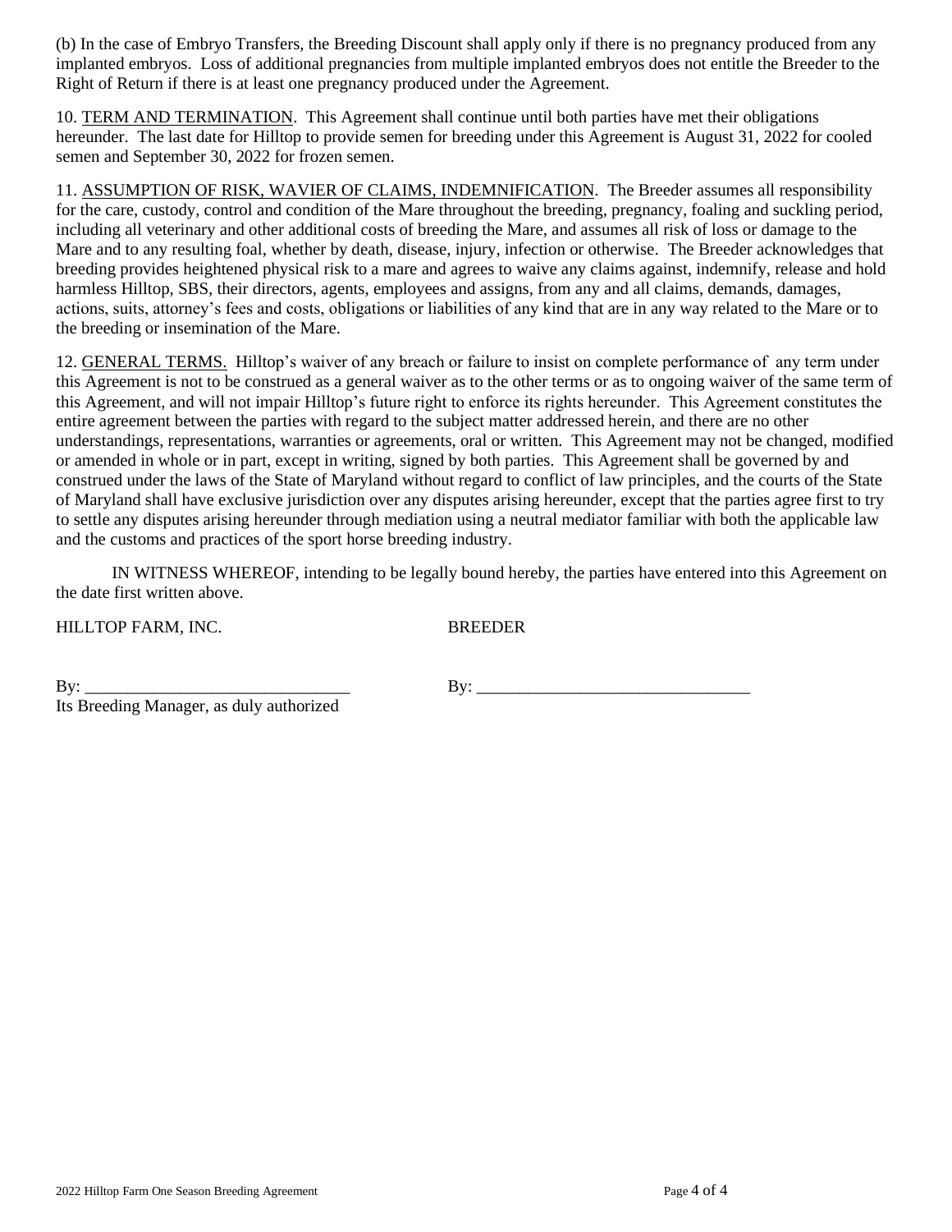(b) In the case of Embryo Transfers, the Breeding Discount shall apply only if there is no pregnancy produced from any implanted embryos. Loss of additional pregnancies from multiple implanted embryos does not entitle the Breeder to the Right of Return if there is at least one pregnancy produced under the Agreement.

10. TERM AND TERMINATION. This Agreement shall continue until both parties have met their obligations hereunder. The last date for Hilltop to provide semen for breeding under this Agreement is August 31, 2022 for cooled semen and September 30, 2022 for frozen semen.

11. ASSUMPTION OF RISK, WAVIER OF CLAIMS, INDEMNIFICATION. The Breeder assumes all responsibility for the care, custody, control and condition of the Mare throughout the breeding, pregnancy, foaling and suckling period, including all veterinary and other additional costs of breeding the Mare, and assumes all risk of loss or damage to the Mare and to any resulting foal, whether by death, disease, injury, infection or otherwise. The Breeder acknowledges that breeding provides heightened physical risk to a mare and agrees to waive any claims against, indemnify, release and hold harmless Hilltop, SBS, their directors, agents, employees and assigns, from any and all claims, demands, damages, actions, suits, attorney's fees and costs, obligations or liabilities of any kind that are in any way related to the Mare or to the breeding or insemination of the Mare.

12. GENERAL TERMS. Hilltop's waiver of any breach or failure to insist on complete performance of any term under this Agreement is not to be construed as a general waiver as to the other terms or as to ongoing waiver of the same term of this Agreement, and will not impair Hilltop's future right to enforce its rights hereunder. This Agreement constitutes the entire agreement between the parties with regard to the subject matter addressed herein, and there are no other understandings, representations, warranties or agreements, oral or written. This Agreement may not be changed, modified or amended in whole or in part, except in writing, signed by both parties. This Agreement shall be governed by and construed under the laws of the State of Maryland without regard to conflict of law principles, and the courts of the State of Maryland shall have exclusive jurisdiction over any disputes arising hereunder, except that the parties agree first to try to settle any disputes arising hereunder through mediation using a neutral mediator familiar with both the applicable law and the customs and practices of the sport horse breeding industry.

IN WITNESS WHEREOF, intending to be legally bound hereby, the parties have entered into this Agreement on the date first written above.

HILLTOP FARM, INC.

By: _______________________________
Its Breeding Manager, as duly authorized

BREEDER

By: ________________________________